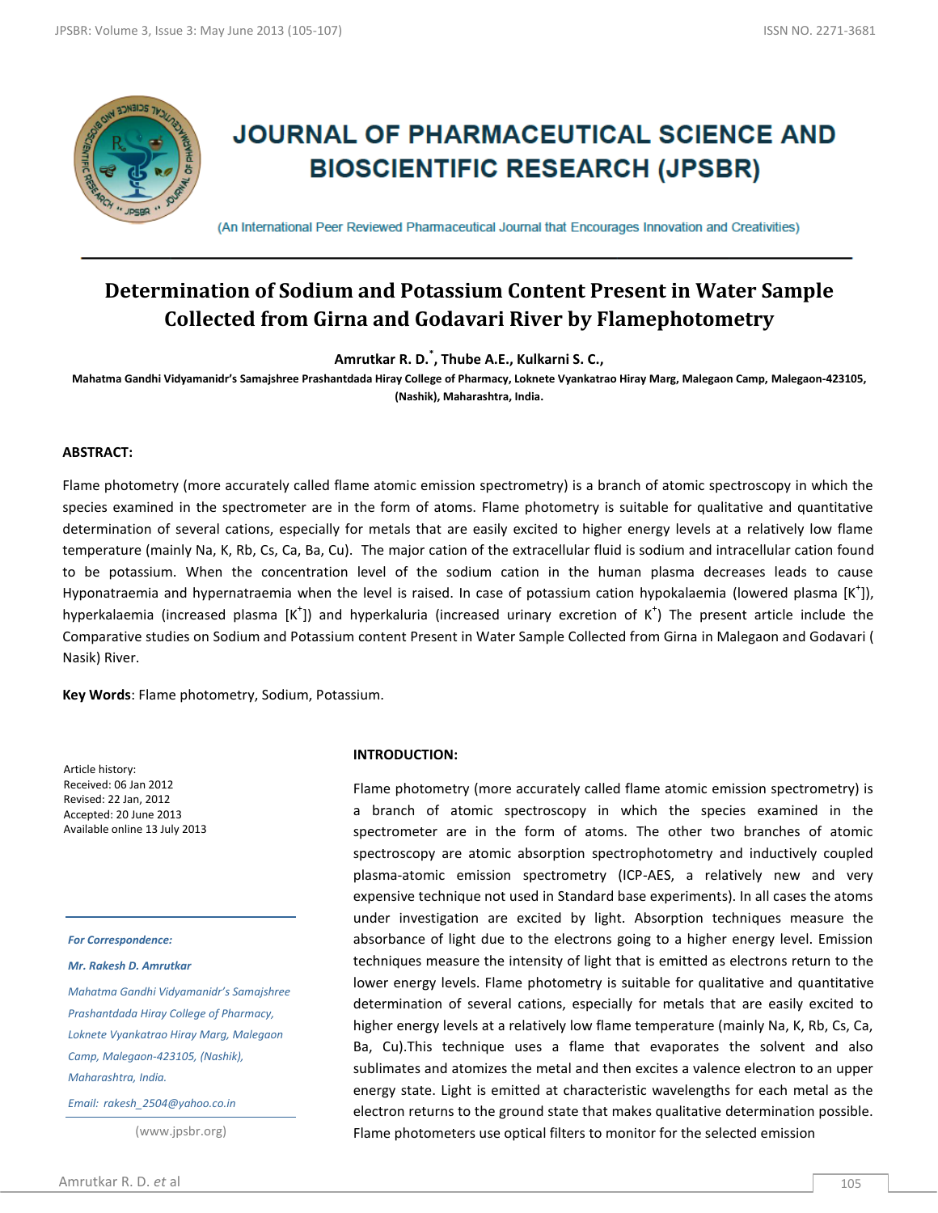# JOURNAL OF PHARMACEUTICAL SCIENCE AND BIOSCIENTIFIC RESEARCH (JPSBR)

(An International Peer Reviewed Pharmaceutical Journal that Encourages Innovation and Creativities)

## Determination of Sodium and Potassium Content Present in Water Sample Collected from Girna and Godavari River by Flamephotometry

**Amrutkar R. D.*, Thube A.E., Kulkarni S. C.,**

**Mahatma Gandhi Vidyamanidr's Samajshree Prashantdada Hiray College of Pharmacy, Loknete Vyankatrao Hiray Marg, Malegaon Camp, Malegaon-423105, (Nashik), Maharashtra, India.**

### ABSTRACT:

Flame photometry (more accurately called flame atomic emission spectrometry) is a branch of atomic spectroscopy in which the species examined in the spectrometer are in the form of atoms. Flame photometry is suitable for qualitative and quantitative determination of several cations, especially for metals that are easily excited to higher energy levels at a relatively low flame temperature (mainly Na, K, Rb, Cs, Ca, Ba, Cu). The major cation of the extracellular fluid is sodium and intracellular cation found to be potassium. When the concentration level of the sodium cation in the human plasma decreases leads to cause Hyponatraemia and hypernatraemia when the level is raised. In case of potassium cation hypokalaemia (lowered plasma [$K^+$]), hyperkalaemia (increased plasma [$K^+$]) and hyperkaluria (increased urinary excretion of $K^+$) The present article include the Comparative studies on Sodium and Potassium content Present in Water Sample Collected from Girna in Malegaon and Godavari ( Nasik) River.

**Key Words**: Flame photometry, Sodium, Potassium.

Article history:
Received: 06 Jan 2012
Revised: 22 Jan, 2012
Accepted: 20 June 2013
Available online 13 July 2013

*For Correspondence:*

***Mr. Rakesh D. Amrutkar***

*Mahatma Gandhi Vidyamanidr's Samajshree Prashantdada Hiray College of Pharmacy, Loknete Vyankatrao Hiray Marg, Malegaon Camp, Malegaon-423105, (Nashik), Maharashtra, India.*

*Email: rakesh_2504@yahoo.co.in*

(www.jpsbr.org)

### INTRODUCTION:

Flame photometry (more accurately called flame atomic emission spectrometry) is a branch of atomic spectroscopy in which the species examined in the spectrometer are in the form of atoms. The other two branches of atomic spectroscopy are atomic absorption spectrophotometry and inductively coupled plasma-atomic emission spectrometry (ICP-AES, a relatively new and very expensive technique not used in Standard base experiments). In all cases the atoms under investigation are excited by light. Absorption techniques measure the absorbance of light due to the electrons going to a higher energy level. Emission techniques measure the intensity of light that is emitted as electrons return to the lower energy levels. Flame photometry is suitable for qualitative and quantitative determination of several cations, especially for metals that are easily excited to higher energy levels at a relatively low flame temperature (mainly Na, K, Rb, Cs, Ca, Ba, Cu).This technique uses a flame that evaporates the solvent and also sublimates and atomizes the metal and then excites a valence electron to an upper energy state. Light is emitted at characteristic wavelengths for each metal as the electron returns to the ground state that makes qualitative determination possible. Flame photometers use optical filters to monitor for the selected emission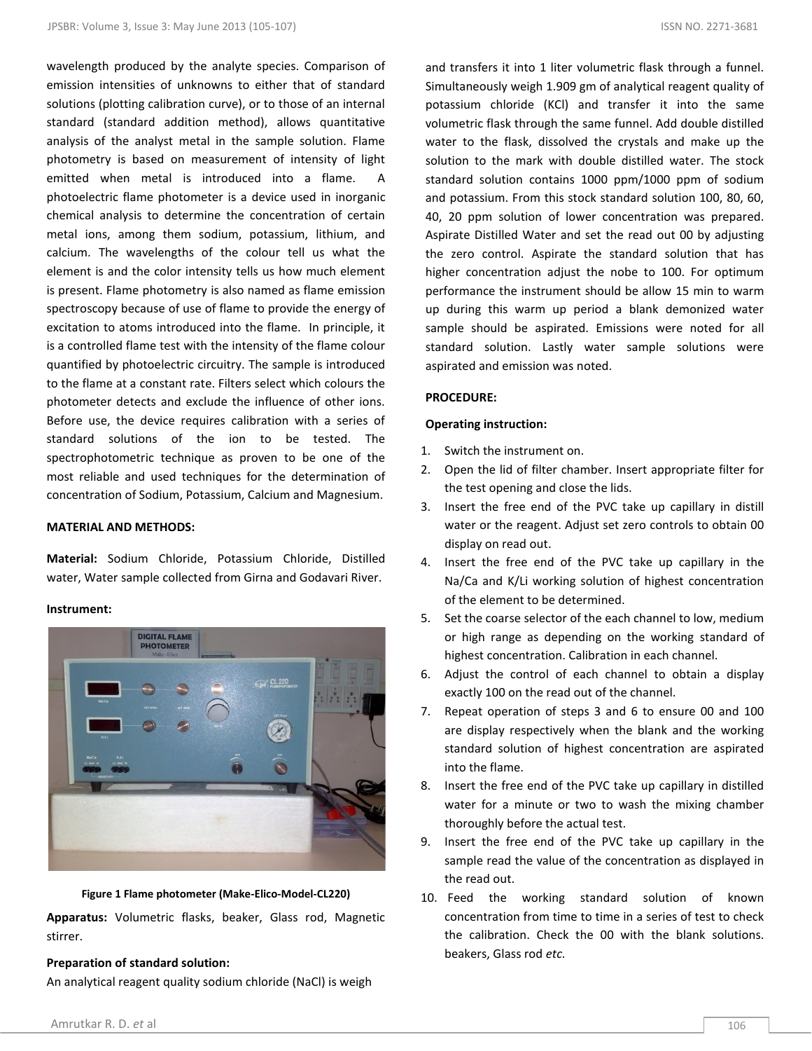wavelength produced by the analyte species. Comparison of emission intensities of unknowns to either that of standard solutions (plotting calibration curve), or to those of an internal standard (standard addition method), allows quantitative analysis of the analyst metal in the sample solution. Flame photometry is based on measurement of intensity of light emitted when metal is introduced into a flame. A photoelectric flame photometer is a device used in inorganic chemical analysis to determine the concentration of certain metal ions, among them sodium, potassium, lithium, and calcium. The wavelengths of the colour tell us what the element is and the color intensity tells us how much element is present. Flame photometry is also named as flame emission spectroscopy because of use of flame to provide the energy of excitation to atoms introduced into the flame. In principle, it is a controlled flame test with the intensity of the flame colour quantified by photoelectric circuitry. The sample is introduced to the flame at a constant rate. Filters select which colours the photometer detects and exclude the influence of other ions. Before use, the device requires calibration with a series of standard solutions of the ion to be tested. The spectrophotometric technique as proven to be one of the most reliable and used techniques for the determination of concentration of Sodium, Potassium, Calcium and Magnesium.

**MATERIAL AND METHODS:**

**Material:** Sodium Chloride, Potassium Chloride, Distilled water, Water sample collected from Girna and Godavari River.

**Instrument:**

**Figure 1 Flame photometer (Make-Elico-Model-CL220)**

**Apparatus:** Volumetric flasks, beaker, Glass rod, Magnetic stirrer.

**Preparation of standard solution:**

An analytical reagent quality sodium chloride (NaCl) is weigh and transfers it into 1 liter volumetric flask through a funnel. Simultaneously weigh 1.909 gm of analytical reagent quality of potassium chloride (KCl) and transfer it into the same volumetric flask through the same funnel. Add double distilled water to the flask, dissolved the crystals and make up the solution to the mark with double distilled water. The stock standard solution contains 1000 ppm/1000 ppm of sodium and potassium. From this stock standard solution 100, 80, 60, 40, 20 ppm solution of lower concentration was prepared. Aspirate Distilled Water and set the read out 00 by adjusting the zero control. Aspirate the standard solution that has higher concentration adjust the nobe to 100. For optimum performance the instrument should be allow 15 min to warm up during this warm up period a blank demonized water sample should be aspirated. Emissions were noted for all standard solution. Lastly water sample solutions were aspirated and emission was noted.

**PROCEDURE:**

**Operating instruction:**

1. Switch the instrument on.
2. Open the lid of filter chamber. Insert appropriate filter for the test opening and close the lids.
3. Insert the free end of the PVC take up capillary in distill water or the reagent. Adjust set zero controls to obtain 00 display on read out.
4. Insert the free end of the PVC take up capillary in the Na/Ca and K/Li working solution of highest concentration of the element to be determined.
5. Set the coarse selector of the each channel to low, medium or high range as depending on the working standard of highest concentration. Calibration in each channel.
6. Adjust the control of each channel to obtain a display exactly 100 on the read out of the channel.
7. Repeat operation of steps 3 and 6 to ensure 00 and 100 are display respectively when the blank and the working standard solution of highest concentration are aspirated into the flame.
8. Insert the free end of the PVC take up capillary in distilled water for a minute or two to wash the mixing chamber thoroughly before the actual test.
9. Insert the free end of the PVC take up capillary in the sample read the value of the concentration as displayed in the read out.
10. Feed the working standard solution of known concentration from time to time in a series of test to check the calibration. Check the 00 with the blank solutions. beakers, Glass rod *etc.*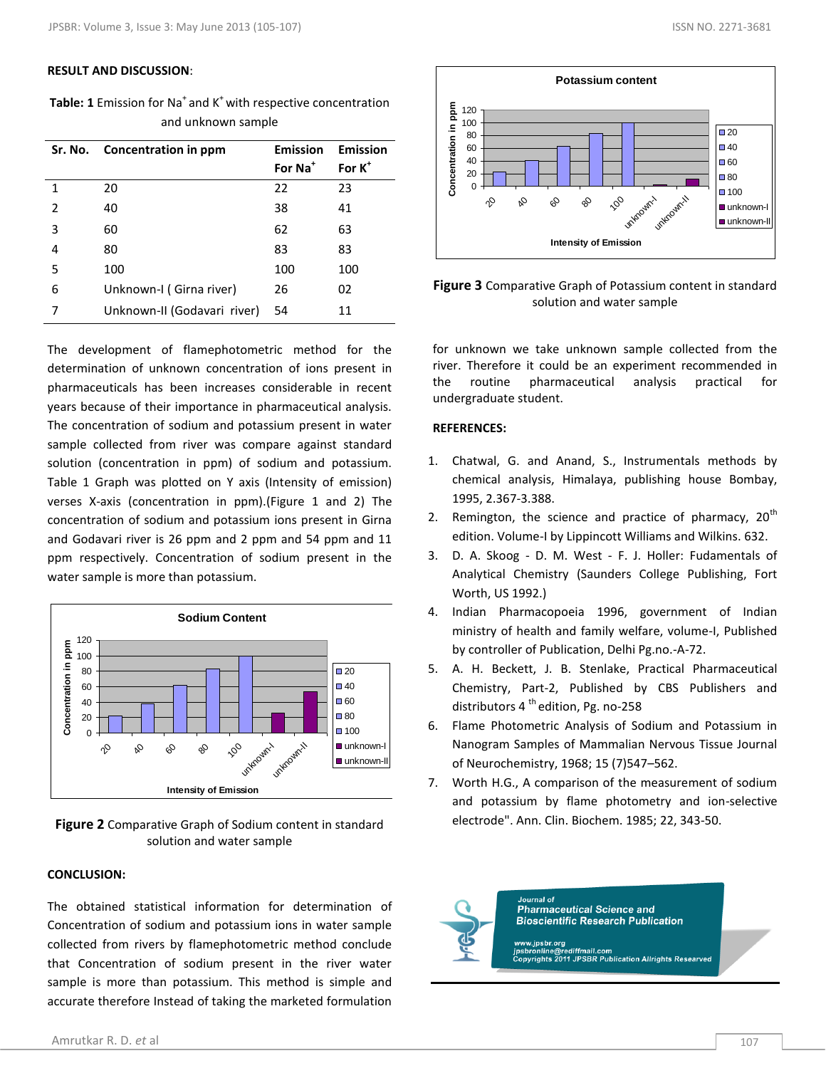## RESULT AND DISCUSSION:

**Table: 1** Emission for $Na^+$ and $K^+$ with respective concentration and unknown sample

| Sr. No. | Concentration in ppm | Emission For $Na^+$ | Emission For $K^+$ |
|---|---|---|---|
| 1 | 20 | 22 | 23 |
| 2 | 40 | 38 | 41 |
| 3 | 60 | 62 | 63 |
| 4 | 80 | 83 | 83 |
| 5 | 100 | 100 | 100 |
| 6 | Unknown-I ( Girna river) | 26 | 02 |
| 7 | Unknown-II (Godavari river) | 54 | 11 |

The development of flamephotometric method for the determination of unknown concentration of ions present in pharmaceuticals has been increases considerable in recent years because of their importance in pharmaceutical analysis. The concentration of sodium and potassium present in water sample collected from river was compare against standard solution (concentration in ppm) of sodium and potassium. Table 1 Graph was plotted on Y axis (Intensity of emission) verses X-axis (concentration in ppm).(Figure 1 and 2) The concentration of sodium and potassium ions present in Girna and Godavari river is 26 ppm and 2 ppm and 54 ppm and 11 ppm respectively. Concentration of sodium present in the water sample is more than potassium.

Sodium Content

Concentration in ppm

120
100
80
60
40
20
0

20
40
60
80
100
unknown-I
unknown-II

Intensity of Emission

20
40
60
80
100
unknown-I
unknown-II

**Figure 2** Comparative Graph of Sodium content in standard solution and water sample

## CONCLUSION:

The obtained statistical information for determination of Concentration of sodium and potassium ions in water sample collected from rivers by flamephotometric method conclude that Concentration of sodium present in the river water sample is more than potassium. This method is simple and accurate therefore Instead of taking the marketed formulation for unknown we take unknown sample collected from the river. Therefore it could be an experiment recommended in the routine pharmaceutical analysis practical for undergraduate student.

Potassium content

Concentration in ppm

120
100
80
60
40
20
0

20
40
60
80
100
unknown-I
unknown-II

Intensity of Emission

20
40
60
80
100
unknown-I
unknown-II

**Figure 3** Comparative Graph of Potassium content in standard solution and water sample

## REFERENCES:

1. Chatwal, G. and Anand, S., Instrumentals methods by chemical analysis, Himalaya, publishing house Bombay, 1995, 2.367-3.388.
2. Remington, the science and practice of pharmacy, 20th edition. Volume-I by Lippincott Williams and Wilkins. 632.
3. D. A. Skoog - D. M. West - F. J. Holler: Fudamentals of Analytical Chemistry (Saunders College Publishing, Fort Worth, US 1992.)
4. Indian Pharmacopoeia 1996, government of Indian ministry of health and family welfare, volume-I, Published by controller of Publication, Delhi Pg.no.-A-72.
5. A. H. Beckett, J. B. Stenlake, Practical Pharmaceutical Chemistry, Part-2, Published by CBS Publishers and distributors 4 th edition, Pg. no-258
6. Flame Photometric Analysis of Sodium and Potassium in Nanogram Samples of Mammalian Nervous Tissue Journal of Neurochemistry, 1968; 15 (7)547–562.
7. Worth H.G., A comparison of the measurement of sodium and potassium by flame photometry and ion-selective electrode". Ann. Clin. Biochem. 1985; 22, 343-50.